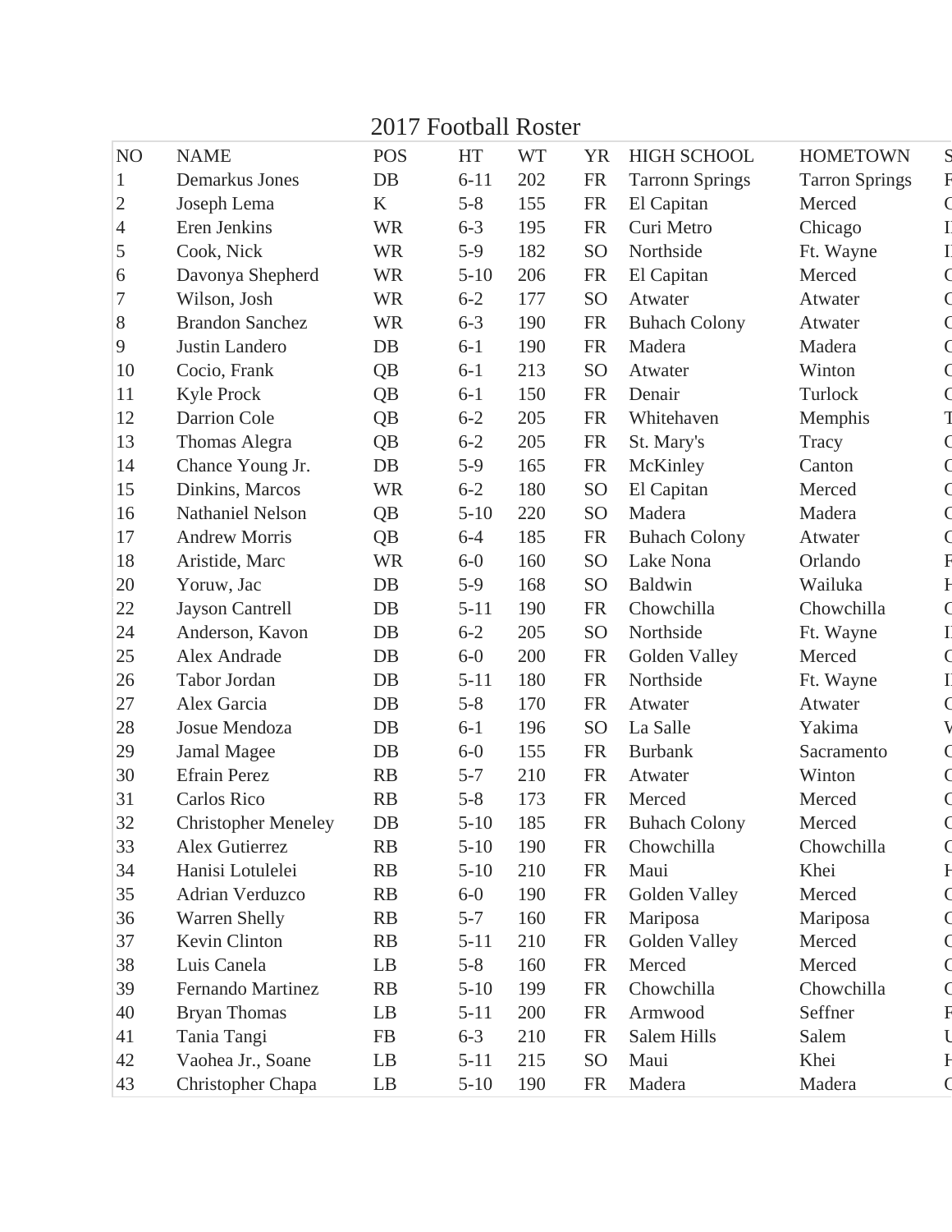# 2017 Football Roster

| NO | NAME | POS | HT | WT | YR | HIGH SCHOOL | HOMETOWN | S |
|---|---|---|---|---|---|---|---|---|
| 1 | Demarkus Jones | DB | 6-11 | 202 | FR | Tarronn Springs | Tarron Springs | F |
| 2 | Joseph Lema | K | 5-8 | 155 | FR | El Capitan | Merced | C |
| 4 | Eren Jenkins | WR | 6-3 | 195 | FR | Curi Metro | Chicago | I |
| 5 | Cook, Nick | WR | 5-9 | 182 | SO | Northside | Ft. Wayne | I |
| 6 | Davonya Shepherd | WR | 5-10 | 206 | FR | El Capitan | Merced | C |
| 7 | Wilson, Josh | WR | 6-2 | 177 | SO | Atwater | Atwater | C |
| 8 | Brandon Sanchez | WR | 6-3 | 190 | FR | Buhach Colony | Atwater | C |
| 9 | Justin Landero | DB | 6-1 | 190 | FR | Madera | Madera | C |
| 10 | Cocio, Frank | QB | 6-1 | 213 | SO | Atwater | Winton | C |
| 11 | Kyle Prock | QB | 6-1 | 150 | FR | Denair | Turlock | C |
| 12 | Darrion Cole | QB | 6-2 | 205 | FR | Whitehaven | Memphis | T |
| 13 | Thomas Alegra | QB | 6-2 | 205 | FR | St. Mary's | Tracy | C |
| 14 | Chance Young Jr. | DB | 5-9 | 165 | FR | McKinley | Canton | C |
| 15 | Dinkins, Marcos | WR | 6-2 | 180 | SO | El Capitan | Merced | C |
| 16 | Nathaniel Nelson | QB | 5-10 | 220 | SO | Madera | Madera | C |
| 17 | Andrew Morris | QB | 6-4 | 185 | FR | Buhach Colony | Atwater | C |
| 18 | Aristide, Marc | WR | 6-0 | 160 | SO | Lake Nona | Orlando | F |
| 20 | Yoruw, Jac | DB | 5-9 | 168 | SO | Baldwin | Wailuka | H |
| 22 | Jayson Cantrell | DB | 5-11 | 190 | FR | Chowchilla | Chowchilla | C |
| 24 | Anderson, Kavon | DB | 6-2 | 205 | SO | Northside | Ft. Wayne | I |
| 25 | Alex Andrade | DB | 6-0 | 200 | FR | Golden Valley | Merced | C |
| 26 | Tabor Jordan | DB | 5-11 | 180 | FR | Northside | Ft. Wayne | I |
| 27 | Alex Garcia | DB | 5-8 | 170 | FR | Atwater | Atwater | C |
| 28 | Josue Mendoza | DB | 6-1 | 196 | SO | La Salle | Yakima | W |
| 29 | Jamal Magee | DB | 6-0 | 155 | FR | Burbank | Sacramento | C |
| 30 | Efrain Perez | RB | 5-7 | 210 | FR | Atwater | Winton | C |
| 31 | Carlos Rico | RB | 5-8 | 173 | FR | Merced | Merced | C |
| 32 | Christopher Meneley | DB | 5-10 | 185 | FR | Buhach Colony | Merced | C |
| 33 | Alex Gutierrez | RB | 5-10 | 190 | FR | Chowchilla | Chowchilla | C |
| 34 | Hanisi Lotulelei | RB | 5-10 | 210 | FR | Maui | Khei | H |
| 35 | Adrian Verduzco | RB | 6-0 | 190 | FR | Golden Valley | Merced | C |
| 36 | Warren Shelly | RB | 5-7 | 160 | FR | Mariposa | Mariposa | C |
| 37 | Kevin Clinton | RB | 5-11 | 210 | FR | Golden Valley | Merced | C |
| 38 | Luis Canela | LB | 5-8 | 160 | FR | Merced | Merced | C |
| 39 | Fernando Martinez | RB | 5-10 | 199 | FR | Chowchilla | Chowchilla | C |
| 40 | Bryan Thomas | LB | 5-11 | 200 | FR | Armwood | Seffner | F |
| 41 | Tania Tangi | FB | 6-3 | 210 | FR | Salem Hills | Salem | U |
| 42 | Vaohea Jr., Soane | LB | 5-11 | 215 | SO | Maui | Khei | H |
| 43 | Christopher Chapa | LB | 5-10 | 190 | FR | Madera | Madera | C |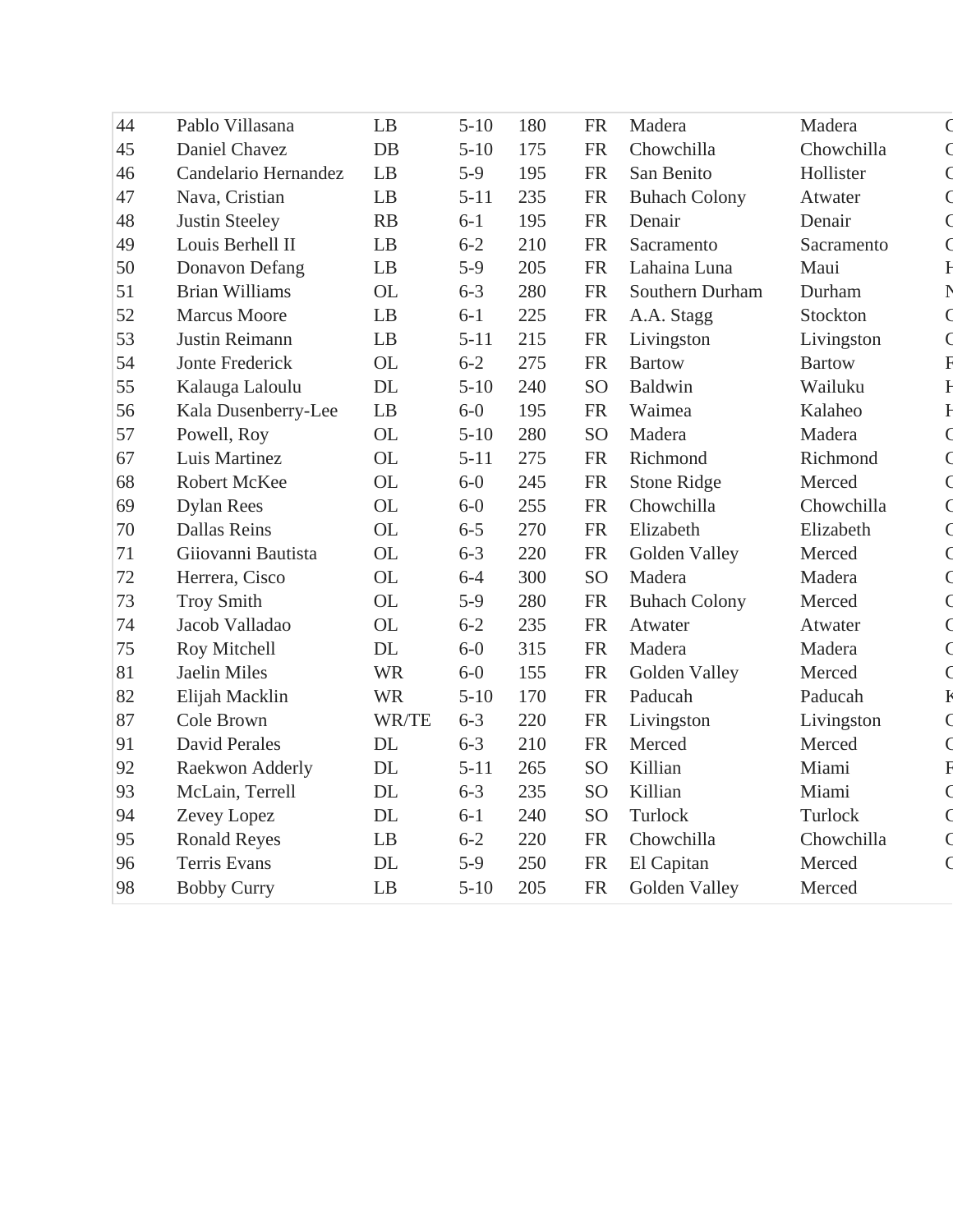| | | | | | | | | | |
|---|---|---|---|---|---|---|---|---|---|
| 44 | Pablo Villasana | LB | 5-10 | 180 | FR | Madera | Madera | C |
| 45 | Daniel Chavez | DB | 5-10 | 175 | FR | Chowchilla | Chowchilla | C |
| 46 | Candelario Hernandez | LB | 5-9 | 195 | FR | San Benito | Hollister | C |
| 47 | Nava, Cristian | LB | 5-11 | 235 | FR | Buhach Colony | Atwater | C |
| 48 | Justin Steeley | RB | 6-1 | 195 | FR | Denair | Denair | C |
| 49 | Louis Berhell II | LB | 6-2 | 210 | FR | Sacramento | Sacramento | C |
| 50 | Donavon Defang | LB | 5-9 | 205 | FR | Lahaina Luna | Maui | H |
| 51 | Brian Williams | OL | 6-3 | 280 | FR | Southern Durham | Durham | N |
| 52 | Marcus Moore | LB | 6-1 | 225 | FR | A.A. Stagg | Stockton | C |
| 53 | Justin Reimann | LB | 5-11 | 215 | FR | Livingston | Livingston | C |
| 54 | Jonte Frederick | OL | 6-2 | 275 | FR | Bartow | Bartow | F |
| 55 | Kalauga Laloulu | DL | 5-10 | 240 | SO | Baldwin | Wailuku | H |
| 56 | Kala Dusenberry-Lee | LB | 6-0 | 195 | FR | Waimea | Kalaheo | H |
| 57 | Powell, Roy | OL | 5-10 | 280 | SO | Madera | Madera | C |
| 67 | Luis Martinez | OL | 5-11 | 275 | FR | Richmond | Richmond | C |
| 68 | Robert McKee | OL | 6-0 | 245 | FR | Stone Ridge | Merced | C |
| 69 | Dylan Rees | OL | 6-0 | 255 | FR | Chowchilla | Chowchilla | C |
| 70 | Dallas Reins | OL | 6-5 | 270 | FR | Elizabeth | Elizabeth | C |
| 71 | Giiovanni Bautista | OL | 6-3 | 220 | FR | Golden Valley | Merced | C |
| 72 | Herrera, Cisco | OL | 6-4 | 300 | SO | Madera | Madera | C |
| 73 | Troy Smith | OL | 5-9 | 280 | FR | Buhach Colony | Merced | C |
| 74 | Jacob Valladao | OL | 6-2 | 235 | FR | Atwater | Atwater | C |
| 75 | Roy Mitchell | DL | 6-0 | 315 | FR | Madera | Madera | C |
| 81 | Jaelin Miles | WR | 6-0 | 155 | FR | Golden Valley | Merced | C |
| 82 | Elijah Macklin | WR | 5-10 | 170 | FR | Paducah | Paducah | K |
| 87 | Cole Brown | WR/TE | 6-3 | 220 | FR | Livingston | Livingston | C |
| 91 | David Perales | DL | 6-3 | 210 | FR | Merced | Merced | C |
| 92 | Raekwon Adderly | DL | 5-11 | 265 | SO | Killian | Miami | F |
| 93 | McLain, Terrell | DL | 6-3 | 235 | SO | Killian | Miami | C |
| 94 | Zevey Lopez | DL | 6-1 | 240 | SO | Turlock | Turlock | C |
| 95 | Ronald Reyes | LB | 6-2 | 220 | FR | Chowchilla | Chowchilla | C |
| 96 | Terris Evans | DL | 5-9 | 250 | FR | El Capitan | Merced | C |
| 98 | Bobby Curry | LB | 5-10 | 205 | FR | Golden Valley | Merced | |